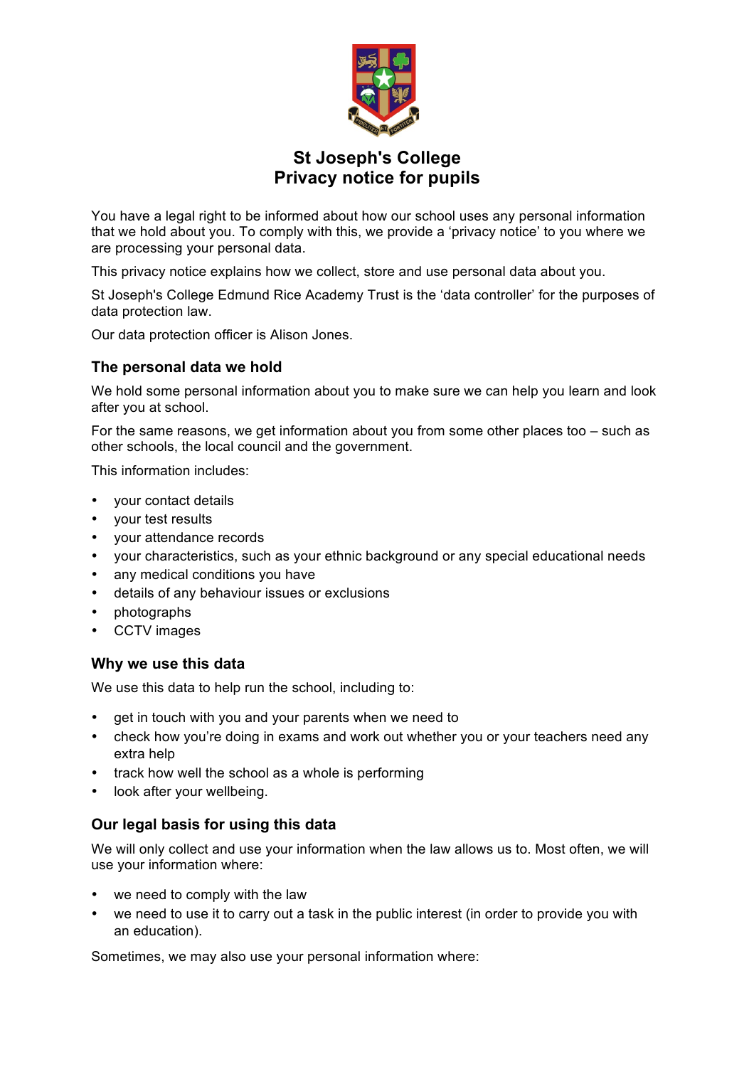# St Joseph's College
# Privacy notice for pupils

You have a legal right to be informed about how our school uses any personal information that we hold about you. To comply with this, we provide a 'privacy notice' to you where we are processing your personal data.

This privacy notice explains how we collect, store and use personal data about you.

St Joseph's College Edmund Rice Academy Trust is the 'data controller' for the purposes of data protection law.

Our data protection officer is Alison Jones.

## The personal data we hold

We hold some personal information about you to make sure we can help you learn and look after you at school.

For the same reasons, we get information about you from some other places too – such as other schools, the local council and the government.

This information includes:

- your contact details
- your test results
- your attendance records
- your characteristics, such as your ethnic background or any special educational needs
- any medical conditions you have
- details of any behaviour issues or exclusions
- photographs
- CCTV images

## Why we use this data

We use this data to help run the school, including to:

- get in touch with you and your parents when we need to
- check how you're doing in exams and work out whether you or your teachers need any extra help
- track how well the school as a whole is performing
- look after your wellbeing.

## Our legal basis for using this data

We will only collect and use your information when the law allows us to. Most often, we will use your information where:

- we need to comply with the law
- we need to use it to carry out a task in the public interest (in order to provide you with an education).

Sometimes, we may also use your personal information where: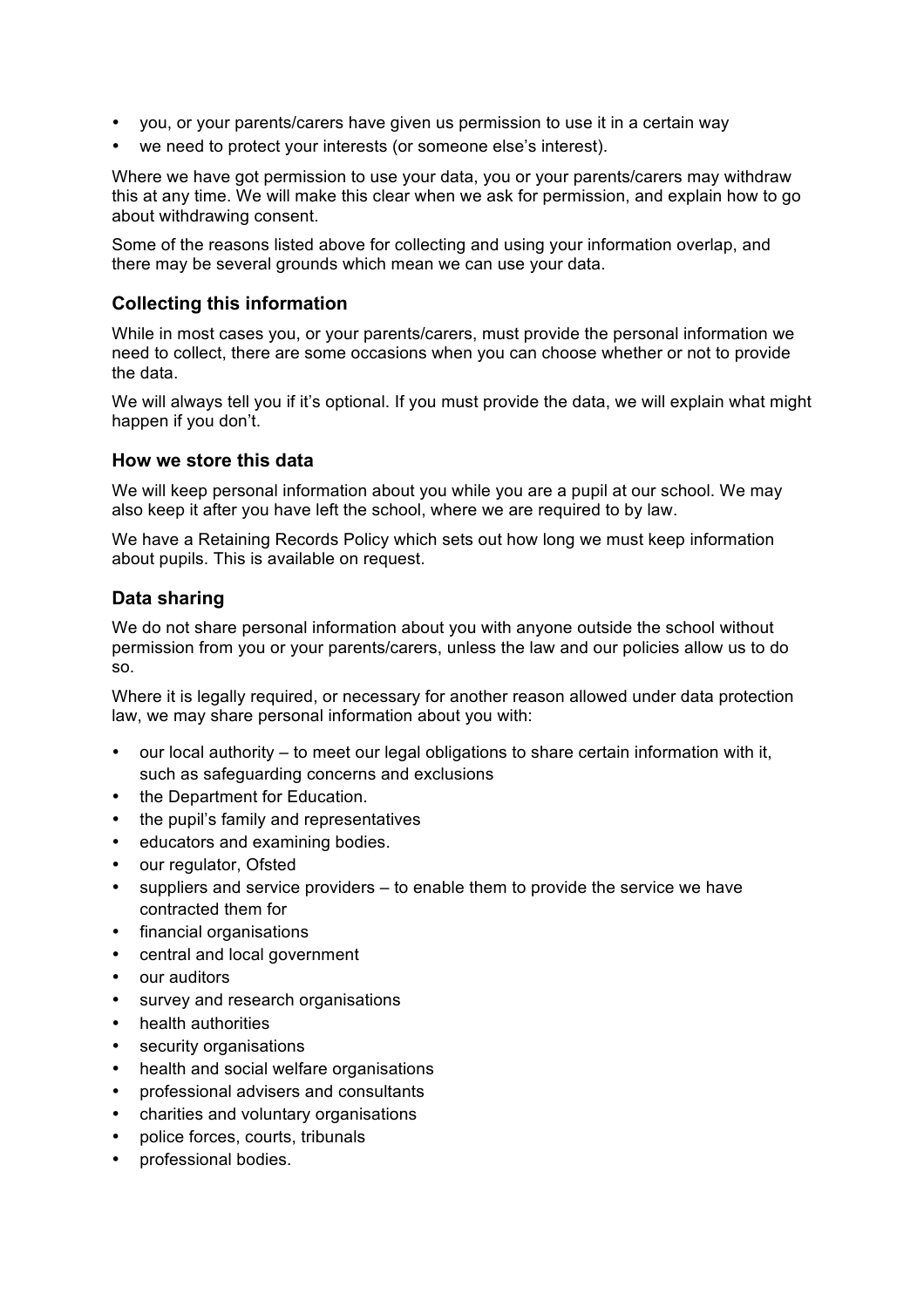- you, or your parents/carers have given us permission to use it in a certain way
- we need to protect your interests (or someone else's interest).

Where we have got permission to use your data, you or your parents/carers may withdraw this at any time. We will make this clear when we ask for permission, and explain how to go about withdrawing consent.

Some of the reasons listed above for collecting and using your information overlap, and there may be several grounds which mean we can use your data.

### Collecting this information

While in most cases you, or your parents/carers, must provide the personal information we need to collect, there are some occasions when you can choose whether or not to provide the data.

We will always tell you if it's optional. If you must provide the data, we will explain what might happen if you don't.

### How we store this data

We will keep personal information about you while you are a pupil at our school. We may also keep it after you have left the school, where we are required to by law.

We have a Retaining Records Policy which sets out how long we must keep information about pupils. This is available on request.

### Data sharing

We do not share personal information about you with anyone outside the school without permission from you or your parents/carers, unless the law and our policies allow us to do so.

Where it is legally required, or necessary for another reason allowed under data protection law, we may share personal information about you with:

- our local authority – to meet our legal obligations to share certain information with it, such as safeguarding concerns and exclusions
- the Department for Education.
- the pupil's family and representatives
- educators and examining bodies.
- our regulator, Ofsted
- suppliers and service providers – to enable them to provide the service we have contracted them for
- financial organisations
- central and local government
- our auditors
- survey and research organisations
- health authorities
- security organisations
- health and social welfare organisations
- professional advisers and consultants
- charities and voluntary organisations
- police forces, courts, tribunals
- professional bodies.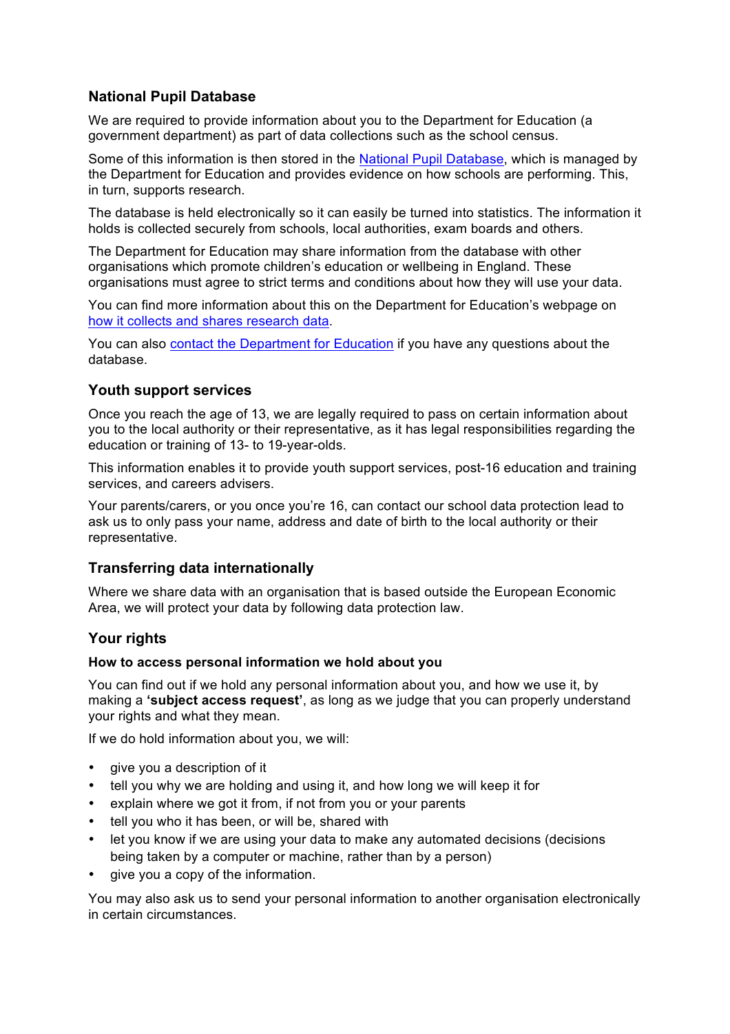## National Pupil Database

We are required to provide information about you to the Department for Education (a government department) as part of data collections such as the school census.

Some of this information is then stored in the [National Pupil Database](), which is managed by the Department for Education and provides evidence on how schools are performing. This, in turn, supports research.

The database is held electronically so it can easily be turned into statistics. The information it holds is collected securely from schools, local authorities, exam boards and others.

The Department for Education may share information from the database with other organisations which promote children's education or wellbeing in England. These organisations must agree to strict terms and conditions about how they will use your data.

You can find more information about this on the Department for Education's webpage on [how it collects and shares research data]().

You can also [contact the Department for Education]() if you have any questions about the database.

## Youth support services

Once you reach the age of 13, we are legally required to pass on certain information about you to the local authority or their representative, as it has legal responsibilities regarding the education or training of 13- to 19-year-olds.

This information enables it to provide youth support services, post-16 education and training services, and careers advisers.

Your parents/carers, or you once you're 16, can contact our school data protection lead to ask us to only pass your name, address and date of birth to the local authority or their representative.

## Transferring data internationally

Where we share data with an organisation that is based outside the European Economic Area, we will protect your data by following data protection law.

## Your rights

### How to access personal information we hold about you

You can find out if we hold any personal information about you, and how we use it, by making a **'subject access request'**, as long as we judge that you can properly understand your rights and what they mean.

If we do hold information about you, we will:

- give you a description of it
- tell you why we are holding and using it, and how long we will keep it for
- explain where we got it from, if not from you or your parents
- tell you who it has been, or will be, shared with
- let you know if we are using your data to make any automated decisions (decisions being taken by a computer or machine, rather than by a person)
- give you a copy of the information.

You may also ask us to send your personal information to another organisation electronically in certain circumstances.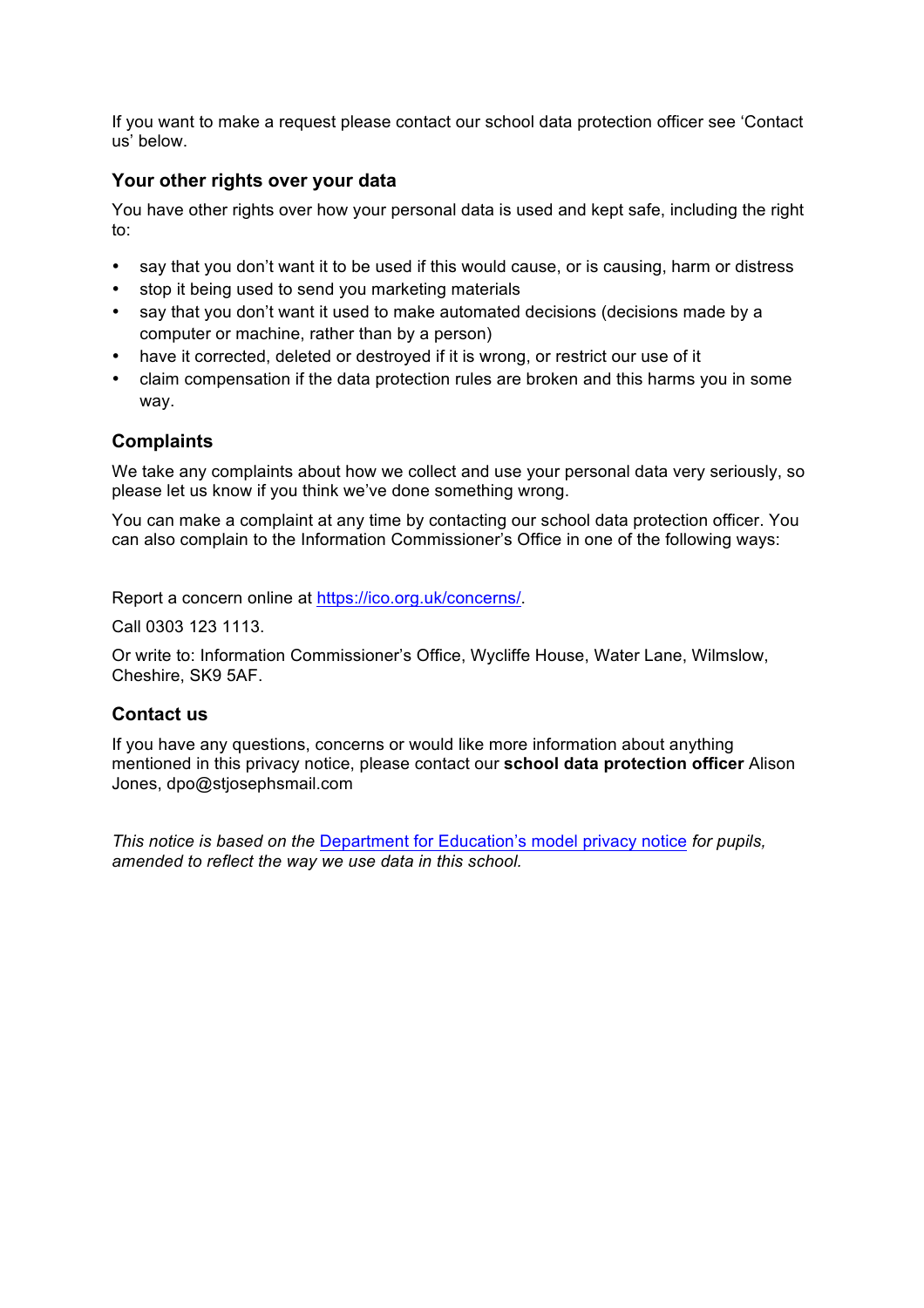If you want to make a request please contact our school data protection officer see 'Contact us' below.

### Your other rights over your data

You have other rights over how your personal data is used and kept safe, including the right to:

- say that you don't want it to be used if this would cause, or is causing, harm or distress
- stop it being used to send you marketing materials
- say that you don't want it used to make automated decisions (decisions made by a computer or machine, rather than by a person)
- have it corrected, deleted or destroyed if it is wrong, or restrict our use of it
- claim compensation if the data protection rules are broken and this harms you in some way.

### Complaints

We take any complaints about how we collect and use your personal data very seriously, so please let us know if you think we've done something wrong.

You can make a complaint at any time by contacting our school data protection officer. You can also complain to the Information Commissioner's Office in one of the following ways:

Report a concern online at [https://ico.org.uk/concerns/](https://ico.org.uk/concerns/).

Call 0303 123 1113.

Or write to: Information Commissioner's Office, Wycliffe House, Water Lane, Wilmslow, Cheshire, SK9 5AF.

### Contact us

If you have any questions, concerns or would like more information about anything mentioned in this privacy notice, please contact our **school data protection officer** Alison Jones, dpo@stjosephsmail.com

*This notice is based on the Department for Education's model privacy notice for pupils, amended to reflect the way we use data in this school.*